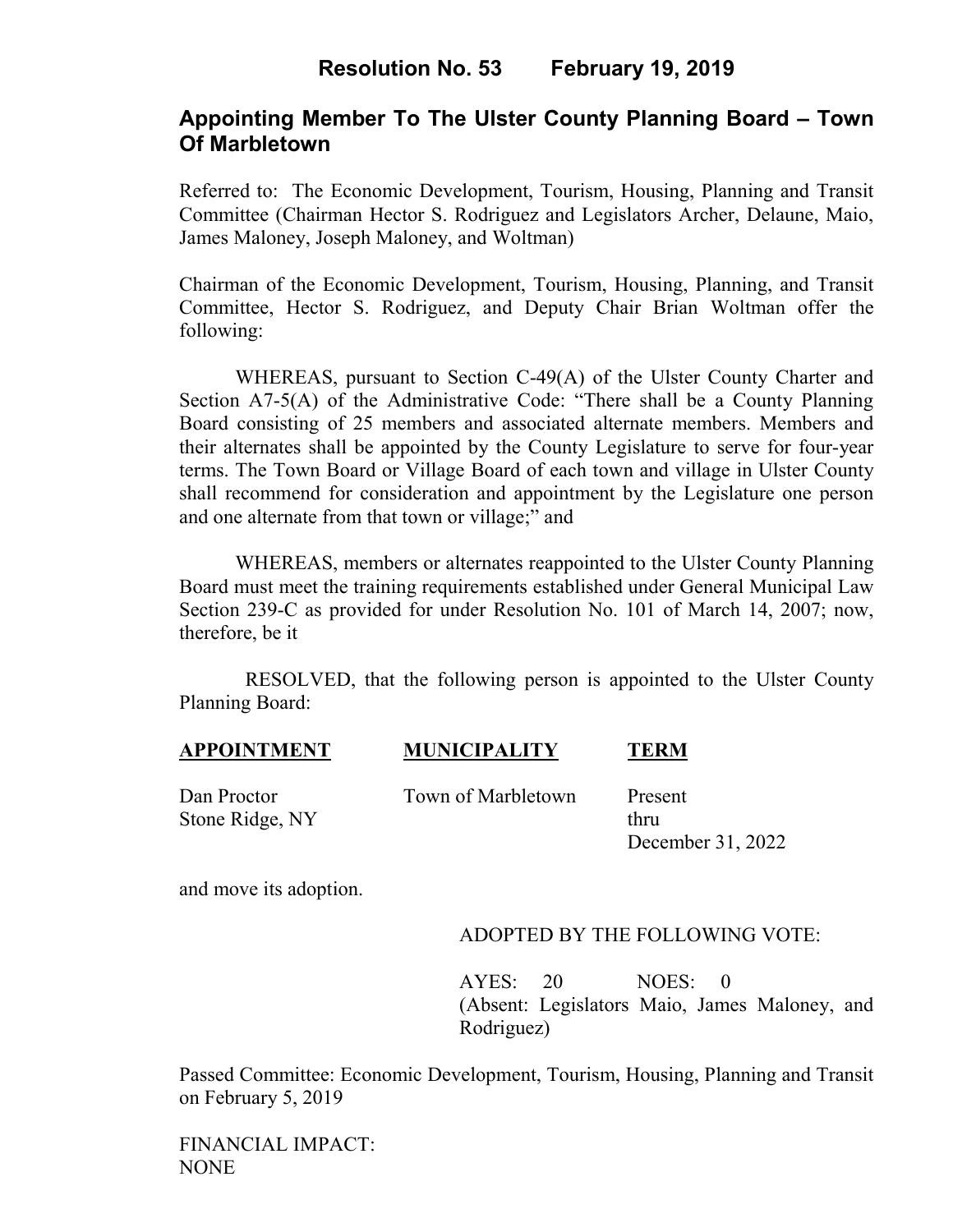# Resolution No. 53 February 19, 2019

## Appointing Member To The Ulster County Planning Board – Town Of Marbletown

Referred to: The Economic Development, Tourism, Housing, Planning and Transit Committee (Chairman Hector S. Rodriguez and Legislators Archer, Delaune, Maio, James Maloney, Joseph Maloney, and Woltman)

Chairman of the Economic Development, Tourism, Housing, Planning, and Transit Committee, Hector S. Rodriguez, and Deputy Chair Brian Woltman offer the following:

WHEREAS, pursuant to Section C-49(A) of the Ulster County Charter and Section A7-5(A) of the Administrative Code: "There shall be a County Planning Board consisting of 25 members and associated alternate members. Members and their alternates shall be appointed by the County Legislature to serve for four-year terms. The Town Board or Village Board of each town and village in Ulster County shall recommend for consideration and appointment by the Legislature one person and one alternate from that town or village;" and

WHEREAS, members or alternates reappointed to the Ulster County Planning Board must meet the training requirements established under General Municipal Law Section 239-C as provided for under Resolution No. 101 of March 14, 2007; now, therefore, be it

RESOLVED, that the following person is appointed to the Ulster County Planning Board:

| APPOINTMENT | MUNICIPALITY | TERM |
|---|---|---|
| Dan Proctor<br>Stone Ridge, NY | Town of Marbletown | Present<br>thru<br>December 31, 2022 |

and move its adoption.

ADOPTED BY THE FOLLOWING VOTE:

AYES: 20 NOES: 0
(Absent: Legislators Maio, James Maloney, and Rodriguez)

Passed Committee: Economic Development, Tourism, Housing, Planning and Transit on February 5, 2019

FINANCIAL IMPACT:
NONE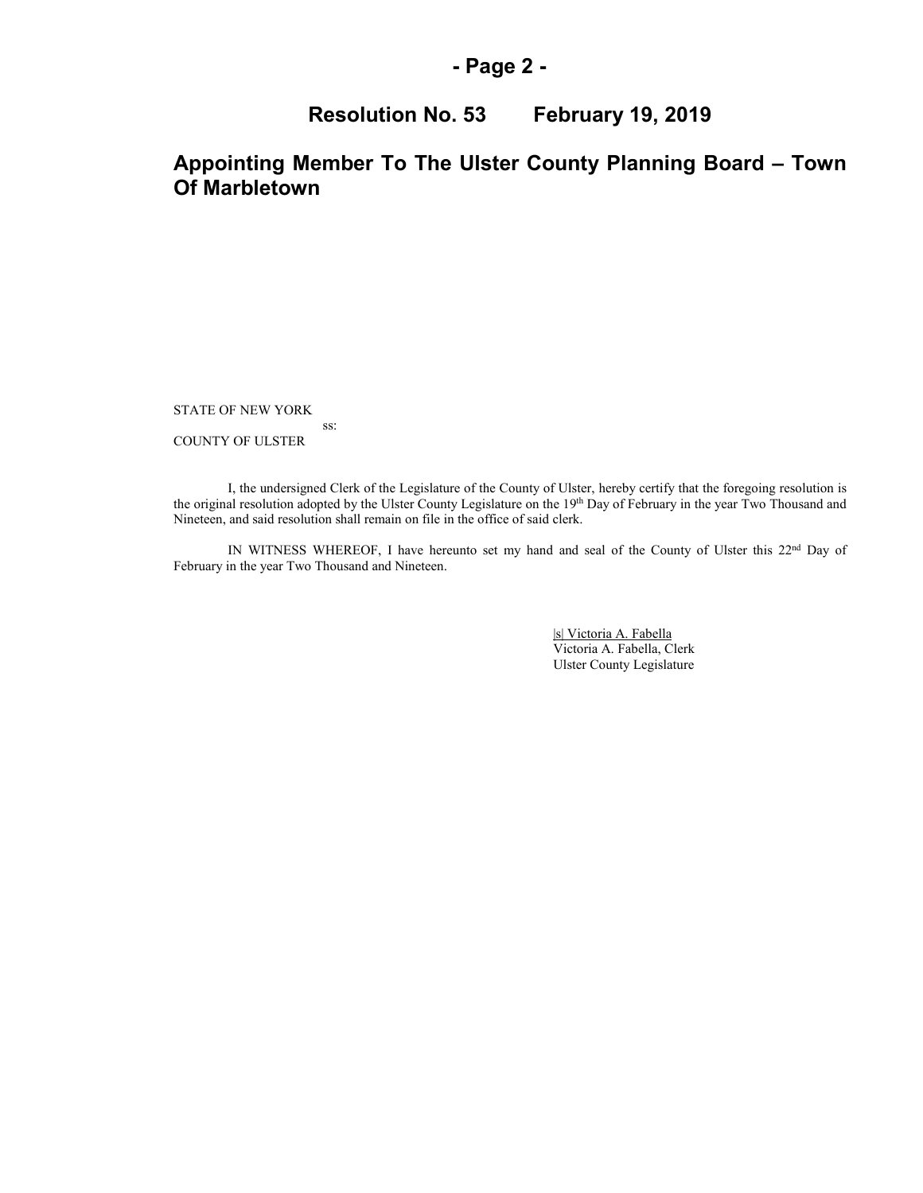## Resolution No. 53 February 19, 2019

## Appointing Member To The Ulster County Planning Board – Town Of Marbletown

STATE OF NEW YORK
ss:
COUNTY OF ULSTER

I, the undersigned Clerk of the Legislature of the County of Ulster, hereby certify that the foregoing resolution is the original resolution adopted by the Ulster County Legislature on the 19th Day of February in the year Two Thousand and Nineteen, and said resolution shall remain on file in the office of said clerk.

IN WITNESS WHEREOF, I have hereunto set my hand and seal of the County of Ulster this 22nd Day of February in the year Two Thousand and Nineteen.

|s| Victoria A. Fabella
Victoria A. Fabella, Clerk
Ulster County Legislature